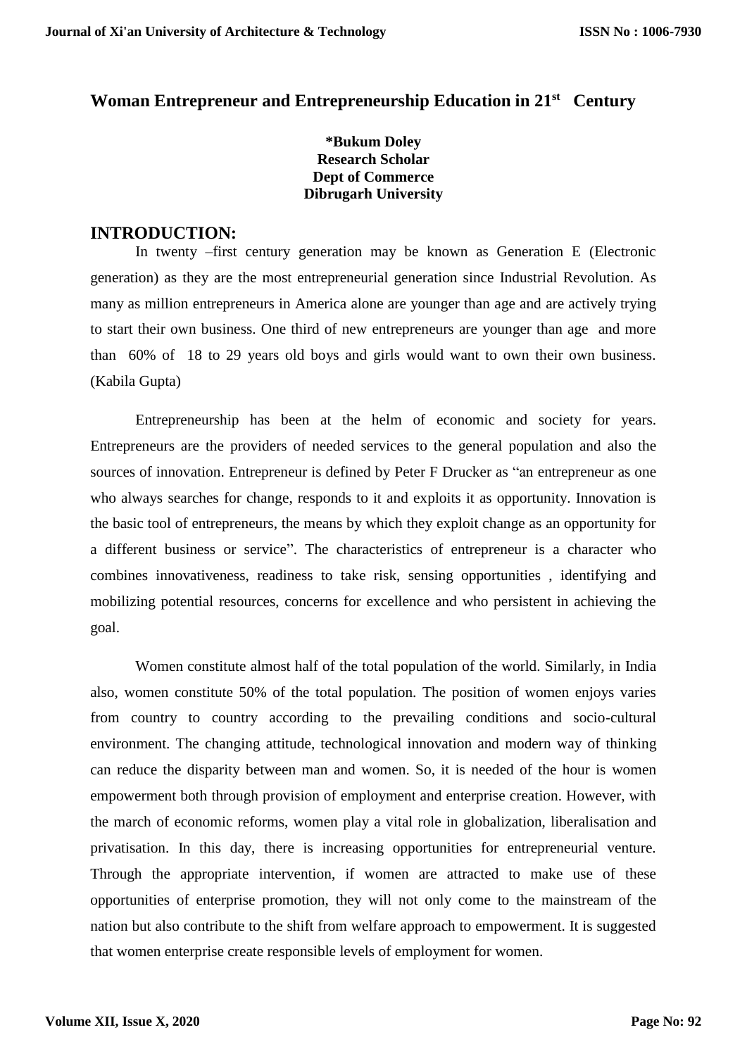# Woman Entrepreneur and Entrepreneurship Education in 21st Century

**\*Bukum Doley**
**Research Scholar**
**Dept of Commerce**
**Dibrugarh University**

## INTRODUCTION:

In twenty –first century generation may be known as Generation E (Electronic generation) as they are the most entrepreneurial generation since Industrial Revolution. As many as million entrepreneurs in America alone are younger than age and are actively trying to start their own business. One third of new entrepreneurs are younger than age and more than 60% of 18 to 29 years old boys and girls would want to own their own business. (Kabila Gupta)

Entrepreneurship has been at the helm of economic and society for years. Entrepreneurs are the providers of needed services to the general population and also the sources of innovation. Entrepreneur is defined by Peter F Drucker as "an entrepreneur as one who always searches for change, responds to it and exploits it as opportunity. Innovation is the basic tool of entrepreneurs, the means by which they exploit change as an opportunity for a different business or service". The characteristics of entrepreneur is a character who combines innovativeness, readiness to take risk, sensing opportunities , identifying and mobilizing potential resources, concerns for excellence and who persistent in achieving the goal.

Women constitute almost half of the total population of the world. Similarly, in India also, women constitute 50% of the total population. The position of women enjoys varies from country to country according to the prevailing conditions and socio-cultural environment. The changing attitude, technological innovation and modern way of thinking can reduce the disparity between man and women. So, it is needed of the hour is women empowerment both through provision of employment and enterprise creation. However, with the march of economic reforms, women play a vital role in globalization, liberalisation and privatisation. In this day, there is increasing opportunities for entrepreneurial venture. Through the appropriate intervention, if women are attracted to make use of these opportunities of enterprise promotion, they will not only come to the mainstream of the nation but also contribute to the shift from welfare approach to empowerment. It is suggested that women enterprise create responsible levels of employment for women.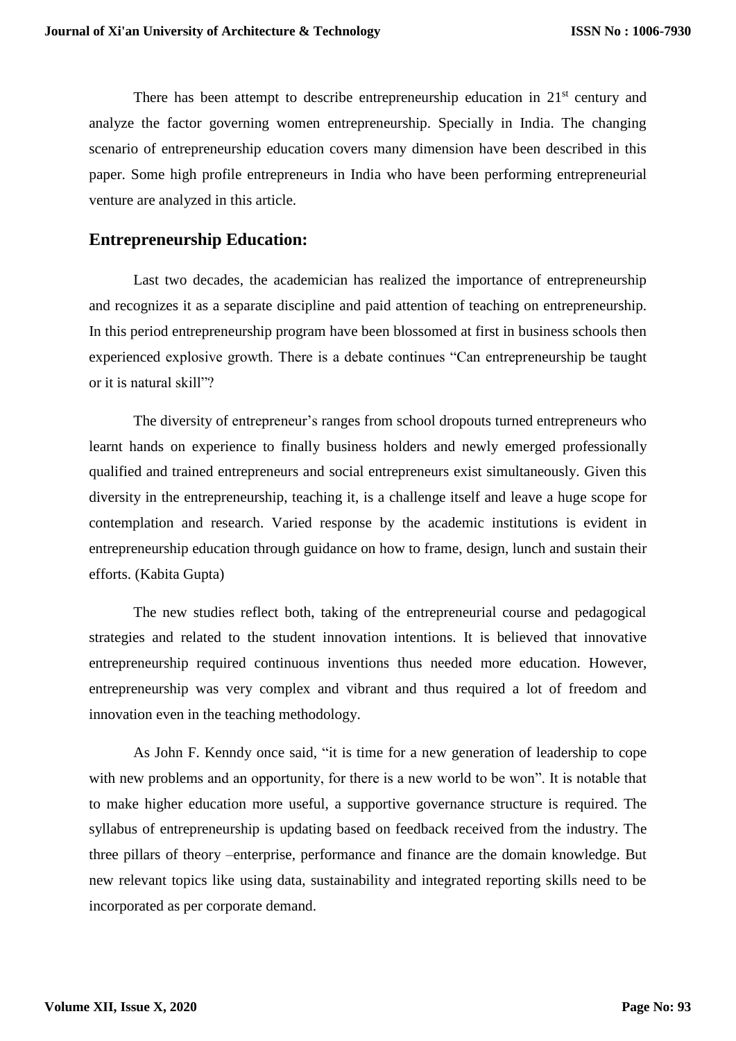There has been attempt to describe entrepreneurship education in 21st century and analyze the factor governing women entrepreneurship. Specially in India. The changing scenario of entrepreneurship education covers many dimension have been described in this paper. Some high profile entrepreneurs in India who have been performing entrepreneurial venture are analyzed in this article.

## Entrepreneurship Education:

Last two decades, the academician has realized the importance of entrepreneurship and recognizes it as a separate discipline and paid attention of teaching on entrepreneurship. In this period entrepreneurship program have been blossomed at first in business schools then experienced explosive growth. There is a debate continues "Can entrepreneurship be taught or it is natural skill"?

The diversity of entrepreneur's ranges from school dropouts turned entrepreneurs who learnt hands on experience to finally business holders and newly emerged professionally qualified and trained entrepreneurs and social entrepreneurs exist simultaneously. Given this diversity in the entrepreneurship, teaching it, is a challenge itself and leave a huge scope for contemplation and research. Varied response by the academic institutions is evident in entrepreneurship education through guidance on how to frame, design, lunch and sustain their efforts. (Kabita Gupta)

The new studies reflect both, taking of the entrepreneurial course and pedagogical strategies and related to the student innovation intentions. It is believed that innovative entrepreneurship required continuous inventions thus needed more education. However, entrepreneurship was very complex and vibrant and thus required a lot of freedom and innovation even in the teaching methodology.

As John F. Kenndy once said, "it is time for a new generation of leadership to cope with new problems and an opportunity, for there is a new world to be won". It is notable that to make higher education more useful, a supportive governance structure is required. The syllabus of entrepreneurship is updating based on feedback received from the industry. The three pillars of theory –enterprise, performance and finance are the domain knowledge. But new relevant topics like using data, sustainability and integrated reporting skills need to be incorporated as per corporate demand.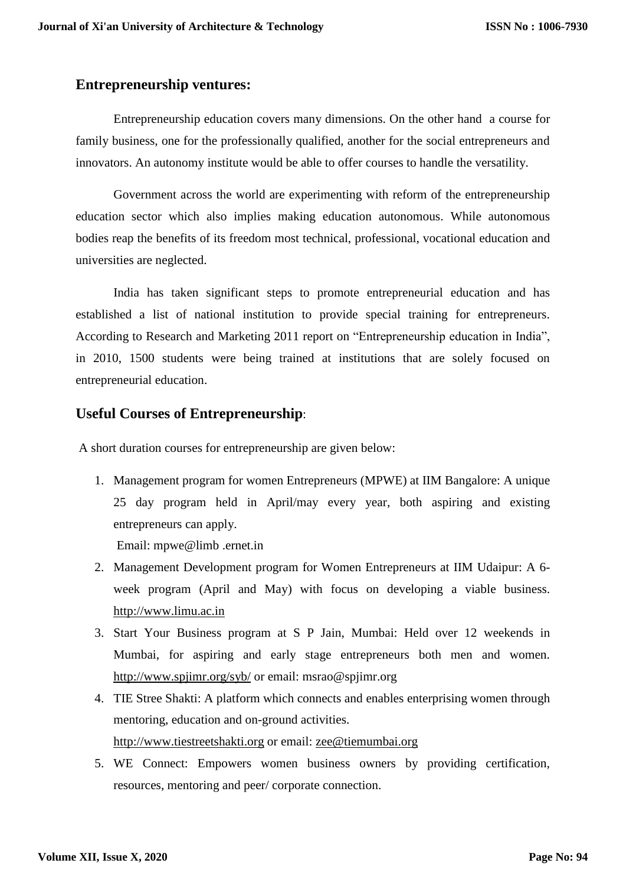## Entrepreneurship ventures:

Entrepreneurship education covers many dimensions. On the other hand a course for family business, one for the professionally qualified, another for the social entrepreneurs and innovators. An autonomy institute would be able to offer courses to handle the versatility.

Government across the world are experimenting with reform of the entrepreneurship education sector which also implies making education autonomous. While autonomous bodies reap the benefits of its freedom most technical, professional, vocational education and universities are neglected.

India has taken significant steps to promote entrepreneurial education and has established a list of national institution to provide special training for entrepreneurs. According to Research and Marketing 2011 report on "Entrepreneurship education in India", in 2010, 1500 students were being trained at institutions that are solely focused on entrepreneurial education.

## Useful Courses of Entrepreneurship:

A short duration courses for entrepreneurship are given below:

1. Management program for women Entrepreneurs (MPWE) at IIM Bangalore: A unique 25 day program held in April/may every year, both aspiring and existing entrepreneurs can apply.
   Email: mpwe@limb .ernet.in
2. Management Development program for Women Entrepreneurs at IIM Udaipur: A 6-week program (April and May) with focus on developing a viable business. http://www.limu.ac.in
3. Start Your Business program at S P Jain, Mumbai: Held over 12 weekends in Mumbai, for aspiring and early stage entrepreneurs both men and women. http://www.spjimr.org/syb/ or email: msrao@spjimr.org
4. TIE Stree Shakti: A platform which connects and enables enterprising women through mentoring, education and on-ground activities.
   http://www.tiestreetshakti.org or email: zee@tiemumbai.org
5. WE Connect: Empowers women business owners by providing certification, resources, mentoring and peer/ corporate connection.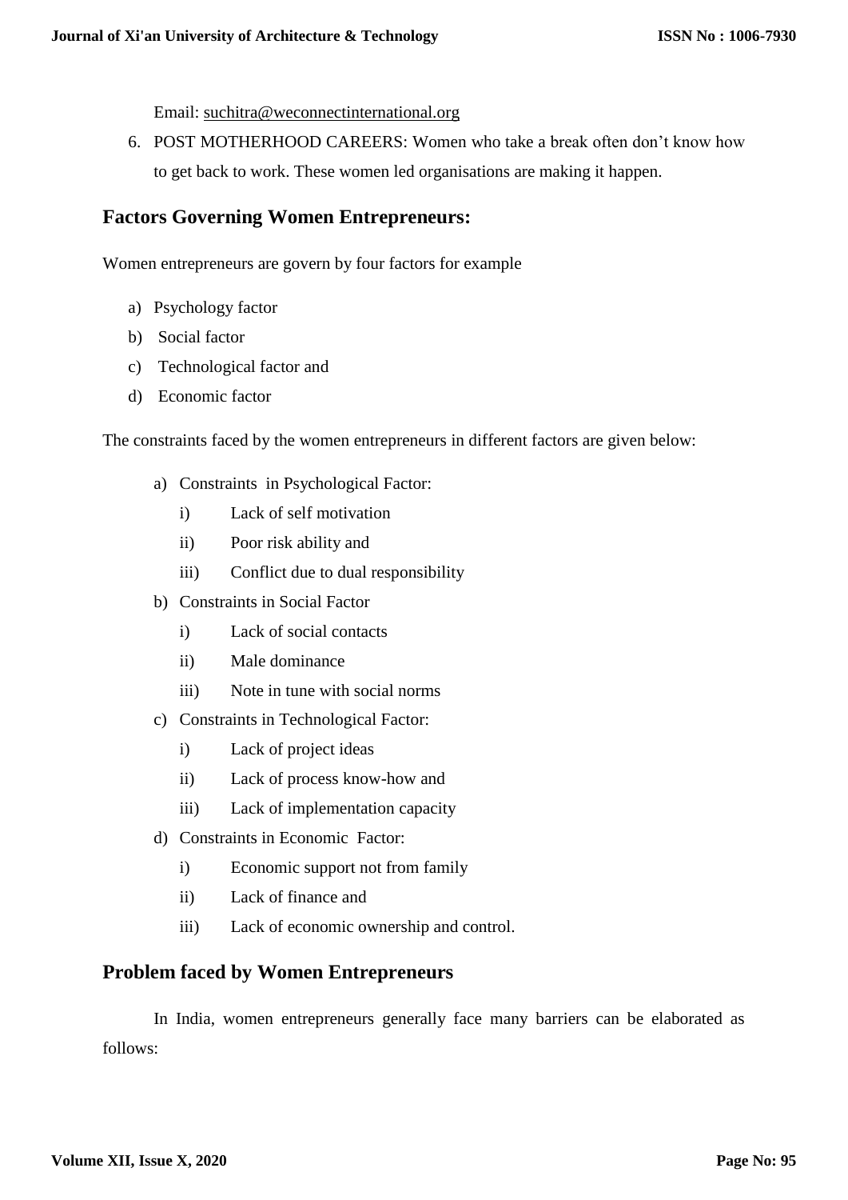Email: suchitra@weconnectinternational.org

6. POST MOTHERHOOD CAREERS: Women who take a break often don't know how to get back to work. These women led organisations are making it happen.

## Factors Governing Women Entrepreneurs:

Women entrepreneurs are govern by four factors for example

a) Psychology factor
b) Social factor
c) Technological factor and
d) Economic factor

The constraints faced by the women entrepreneurs in different factors are given below:

a) Constraints in Psychological Factor:
   i) Lack of self motivation
   ii) Poor risk ability and
   iii) Conflict due to dual responsibility
b) Constraints in Social Factor
   i) Lack of social contacts
   ii) Male dominance
   iii) Note in tune with social norms
c) Constraints in Technological Factor:
   i) Lack of project ideas
   ii) Lack of process know-how and
   iii) Lack of implementation capacity
d) Constraints in Economic Factor:
   i) Economic support not from family
   ii) Lack of finance and
   iii) Lack of economic ownership and control.

## Problem faced by Women Entrepreneurs

In India, women entrepreneurs generally face many barriers can be elaborated as follows: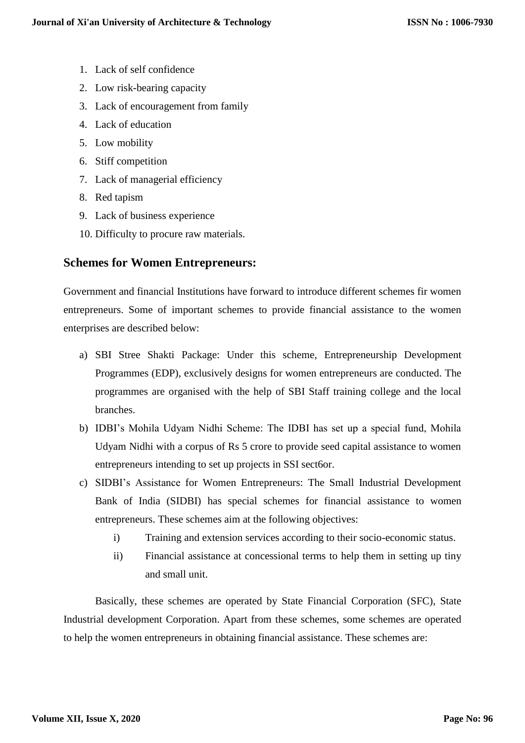1. Lack of self confidence
2. Low risk-bearing capacity
3. Lack of encouragement from family
4. Lack of education
5. Low mobility
6. Stiff competition
7. Lack of managerial efficiency
8. Red tapism
9. Lack of business experience
10. Difficulty to procure raw materials.

## Schemes for Women Entrepreneurs:

Government and financial Institutions have forward to introduce different schemes fir women entrepreneurs. Some of important schemes to provide financial assistance to the women enterprises are described below:

a) SBI Stree Shakti Package: Under this scheme, Entrepreneurship Development Programmes (EDP), exclusively designs for women entrepreneurs are conducted. The programmes are organised with the help of SBI Staff training college and the local branches.
b) IDBI's Mohila Udyam Nidhi Scheme: The IDBI has set up a special fund, Mohila Udyam Nidhi with a corpus of Rs 5 crore to provide seed capital assistance to women entrepreneurs intending to set up projects in SSI sect6or.
c) SIDBI's Assistance for Women Entrepreneurs: The Small Industrial Development Bank of India (SIDBI) has special schemes for financial assistance to women entrepreneurs. These schemes aim at the following objectives:
    i) Training and extension services according to their socio-economic status.
    ii) Financial assistance at concessional terms to help them in setting up tiny and small unit.

Basically, these schemes are operated by State Financial Corporation (SFC), State Industrial development Corporation. Apart from these schemes, some schemes are operated to help the women entrepreneurs in obtaining financial assistance. These schemes are: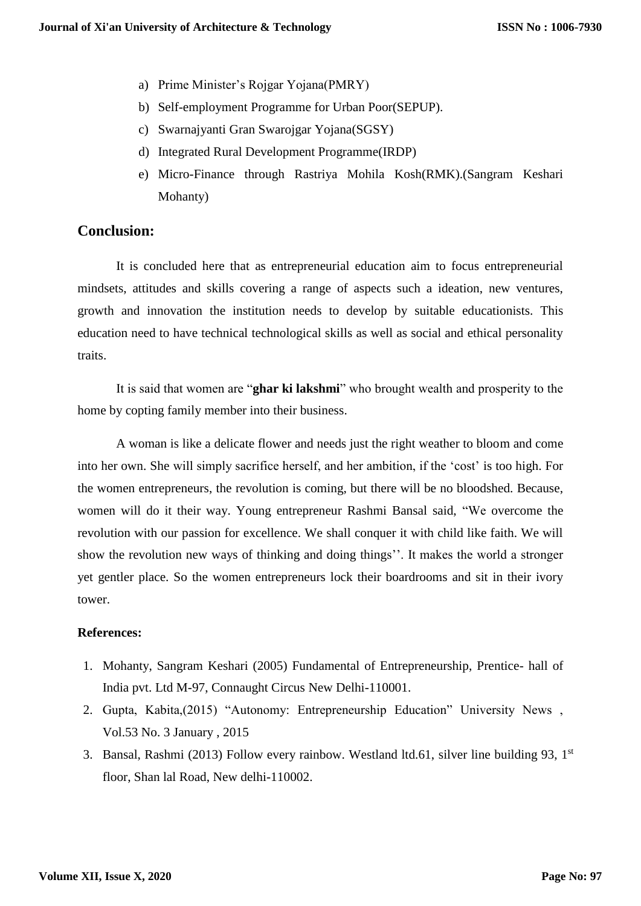a) Prime Minister's Rojgar Yojana(PMRY)
b) Self-employment Programme for Urban Poor(SEPUP).
c) Swarnajyanti Gran Swarojgar Yojana(SGSY)
d) Integrated Rural Development Programme(IRDP)
e) Micro-Finance through Rastriya Mohila Kosh(RMK).(Sangram Keshari Mohanty)

## Conclusion:

It is concluded here that as entrepreneurial education aim to focus entrepreneurial mindsets, attitudes and skills covering a range of aspects such a ideation, new ventures, growth and innovation the institution needs to develop by suitable educationists. This education need to have technical technological skills as well as social and ethical personality traits.

It is said that women are "**ghar ki lakshmi**" who brought wealth and prosperity to the home by copting family member into their business.

A woman is like a delicate flower and needs just the right weather to bloom and come into her own. She will simply sacrifice herself, and her ambition, if the 'cost' is too high. For the women entrepreneurs, the revolution is coming, but there will be no bloodshed. Because, women will do it their way. Young entrepreneur Rashmi Bansal said, "We overcome the revolution with our passion for excellence. We shall conquer it with child like faith. We will show the revolution new ways of thinking and doing things''. It makes the world a stronger yet gentler place. So the women entrepreneurs lock their boardrooms and sit in their ivory tower.

**References:**

1. Mohanty, Sangram Keshari (2005) Fundamental of Entrepreneurship, Prentice- hall of India pvt. Ltd M-97, Connaught Circus New Delhi-110001.
2. Gupta, Kabita,(2015) "Autonomy: Entrepreneurship Education" University News , Vol.53 No. 3 January , 2015
3. Bansal, Rashmi (2013) Follow every rainbow. Westland ltd.61, silver line building 93, 1st floor, Shan lal Road, New delhi-110002.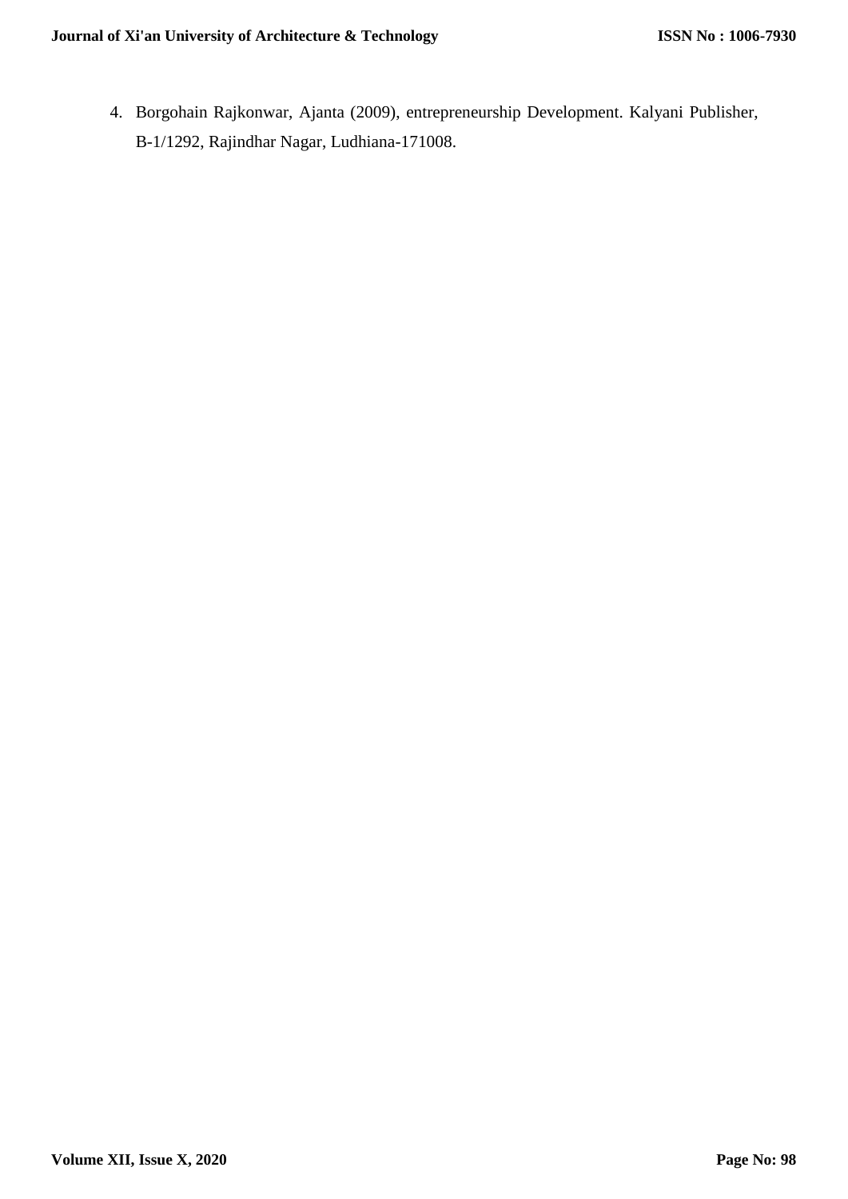4. Borgohain Rajkonwar, Ajanta (2009), entrepreneurship Development. Kalyani Publisher, B-1/1292, Rajindhar Nagar, Ludhiana-171008.